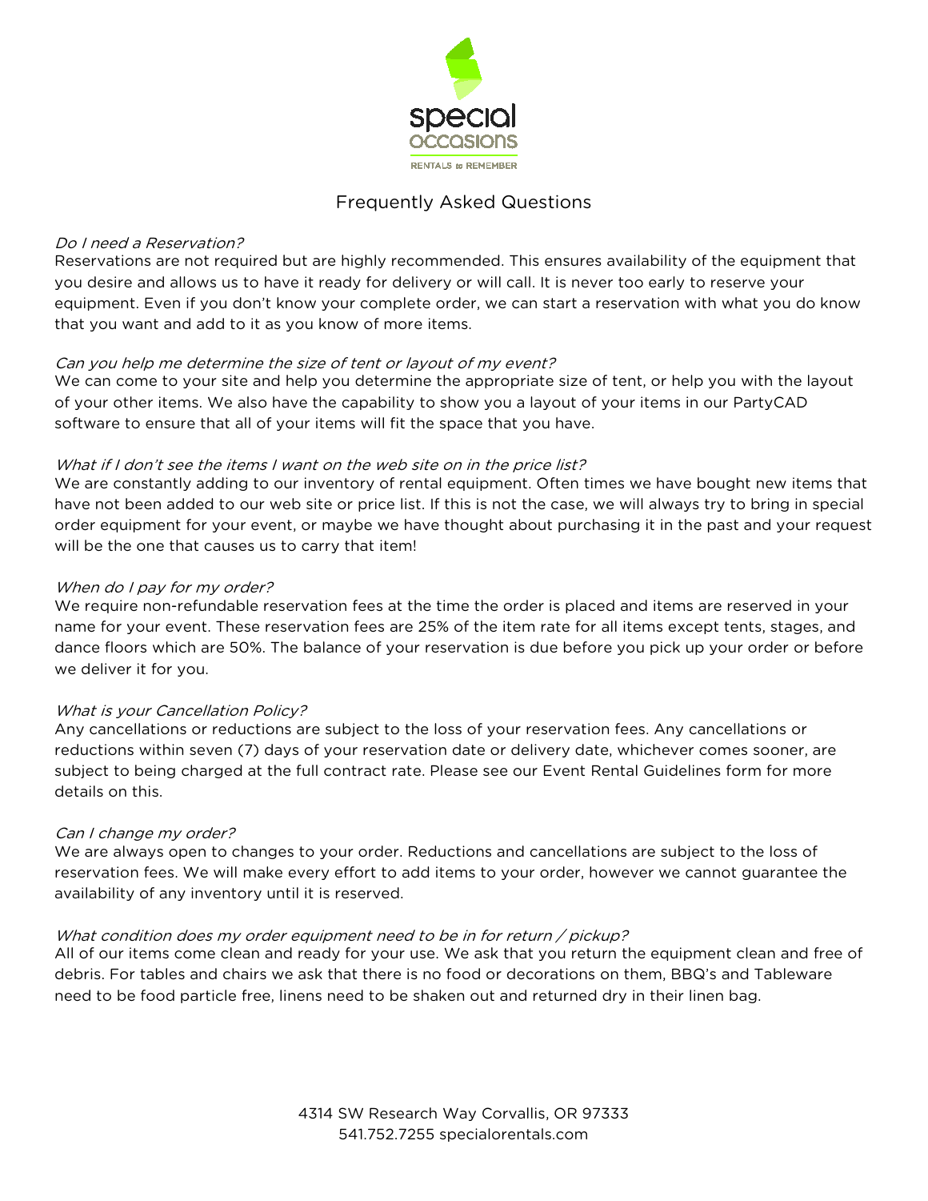special occasions

RENTALS to REMEMBER

# Frequently Asked Questions

*Do I need a Reservation?*

Reservations are not required but are highly recommended. This ensures availability of the equipment that you desire and allows us to have it ready for delivery or will call. It is never too early to reserve your equipment. Even if you don't know your complete order, we can start a reservation with what you do know that you want and add to it as you know of more items.

*Can you help me determine the size of tent or layout of my event?*

We can come to your site and help you determine the appropriate size of tent, or help you with the layout of your other items. We also have the capability to show you a layout of your items in our PartyCAD software to ensure that all of your items will fit the space that you have.

*What if I don't see the items I want on the web site on in the price list?*

We are constantly adding to our inventory of rental equipment. Often times we have bought new items that have not been added to our web site or price list. If this is not the case, we will always try to bring in special order equipment for your event, or maybe we have thought about purchasing it in the past and your request will be the one that causes us to carry that item!

*When do I pay for my order?*

We require non-refundable reservation fees at the time the order is placed and items are reserved in your name for your event. These reservation fees are 25% of the item rate for all items except tents, stages, and dance floors which are 50%. The balance of your reservation is due before you pick up your order or before we deliver it for you.

*What is your Cancellation Policy?*

Any cancellations or reductions are subject to the loss of your reservation fees. Any cancellations or reductions within seven (7) days of your reservation date or delivery date, whichever comes sooner, are subject to being charged at the full contract rate. Please see our Event Rental Guidelines form for more details on this.

*Can I change my order?*

We are always open to changes to your order. Reductions and cancellations are subject to the loss of reservation fees. We will make every effort to add items to your order, however we cannot guarantee the availability of any inventory until it is reserved.

*What condition does my order equipment need to be in for return / pickup?*

All of our items come clean and ready for your use. We ask that you return the equipment clean and free of debris. For tables and chairs we ask that there is no food or decorations on them, BBQ's and Tableware need to be food particle free, linens need to be shaken out and returned dry in their linen bag.

4314 SW Research Way Corvallis, OR 97333
541.752.7255 specialorentals.com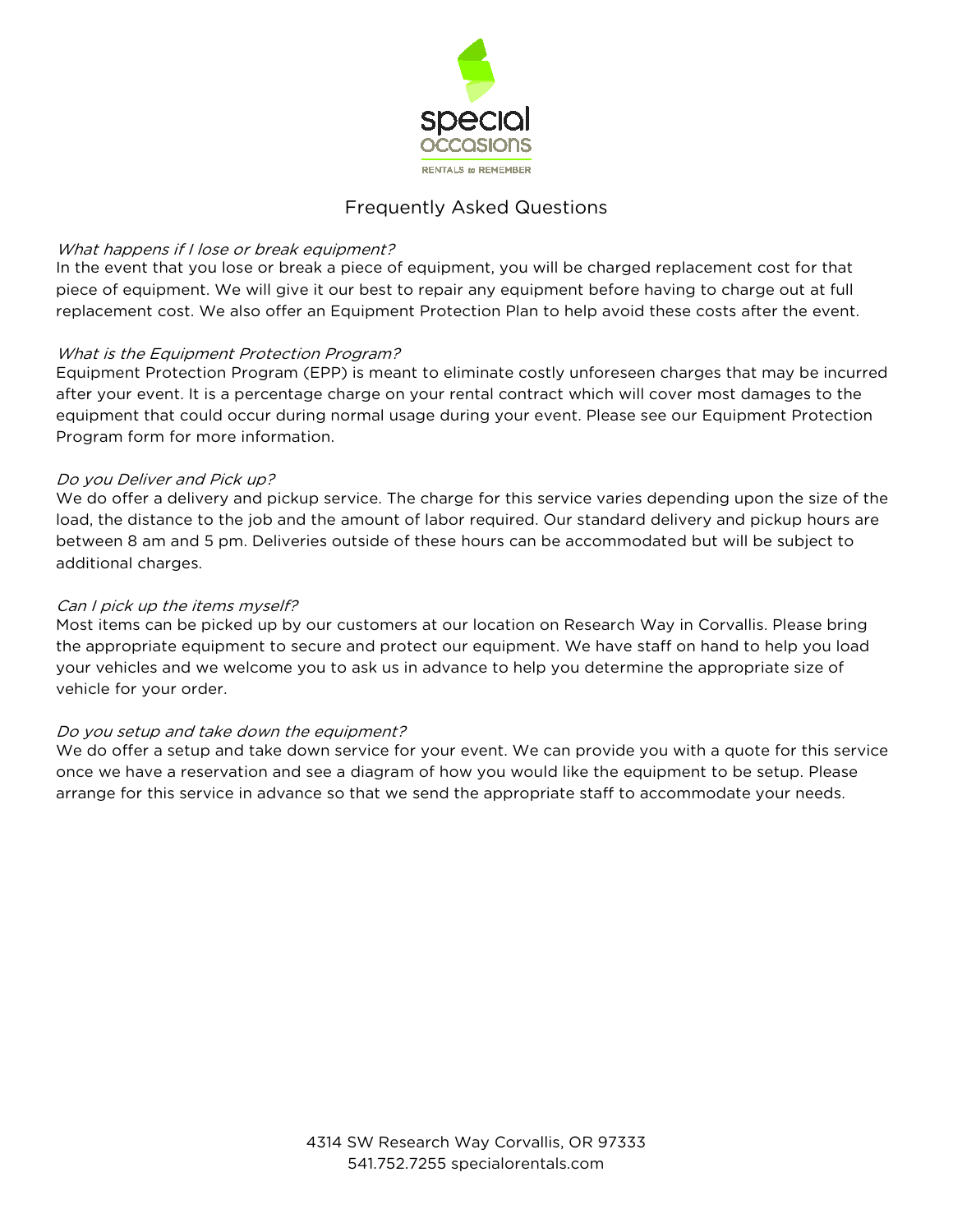special
occasions
RENTALS to REMEMBER

# Frequently Asked Questions

*What happens if I lose or break equipment?*

In the event that you lose or break a piece of equipment, you will be charged replacement cost for that piece of equipment. We will give it our best to repair any equipment before having to charge out at full replacement cost. We also offer an Equipment Protection Plan to help avoid these costs after the event.

*What is the Equipment Protection Program?*

Equipment Protection Program (EPP) is meant to eliminate costly unforeseen charges that may be incurred after your event. It is a percentage charge on your rental contract which will cover most damages to the equipment that could occur during normal usage during your event. Please see our Equipment Protection Program form for more information.

*Do you Deliver and Pick up?*

We do offer a delivery and pickup service. The charge for this service varies depending upon the size of the load, the distance to the job and the amount of labor required. Our standard delivery and pickup hours are between 8 am and 5 pm. Deliveries outside of these hours can be accommodated but will be subject to additional charges.

*Can I pick up the items myself?*

Most items can be picked up by our customers at our location on Research Way in Corvallis. Please bring the appropriate equipment to secure and protect our equipment. We have staff on hand to help you load your vehicles and we welcome you to ask us in advance to help you determine the appropriate size of vehicle for your order.

*Do you setup and take down the equipment?*

We do offer a setup and take down service for your event. We can provide you with a quote for this service once we have a reservation and see a diagram of how you would like the equipment to be setup. Please arrange for this service in advance so that we send the appropriate staff to accommodate your needs.

4314 SW Research Way Corvallis, OR 97333
541.752.7255 specialorentals.com